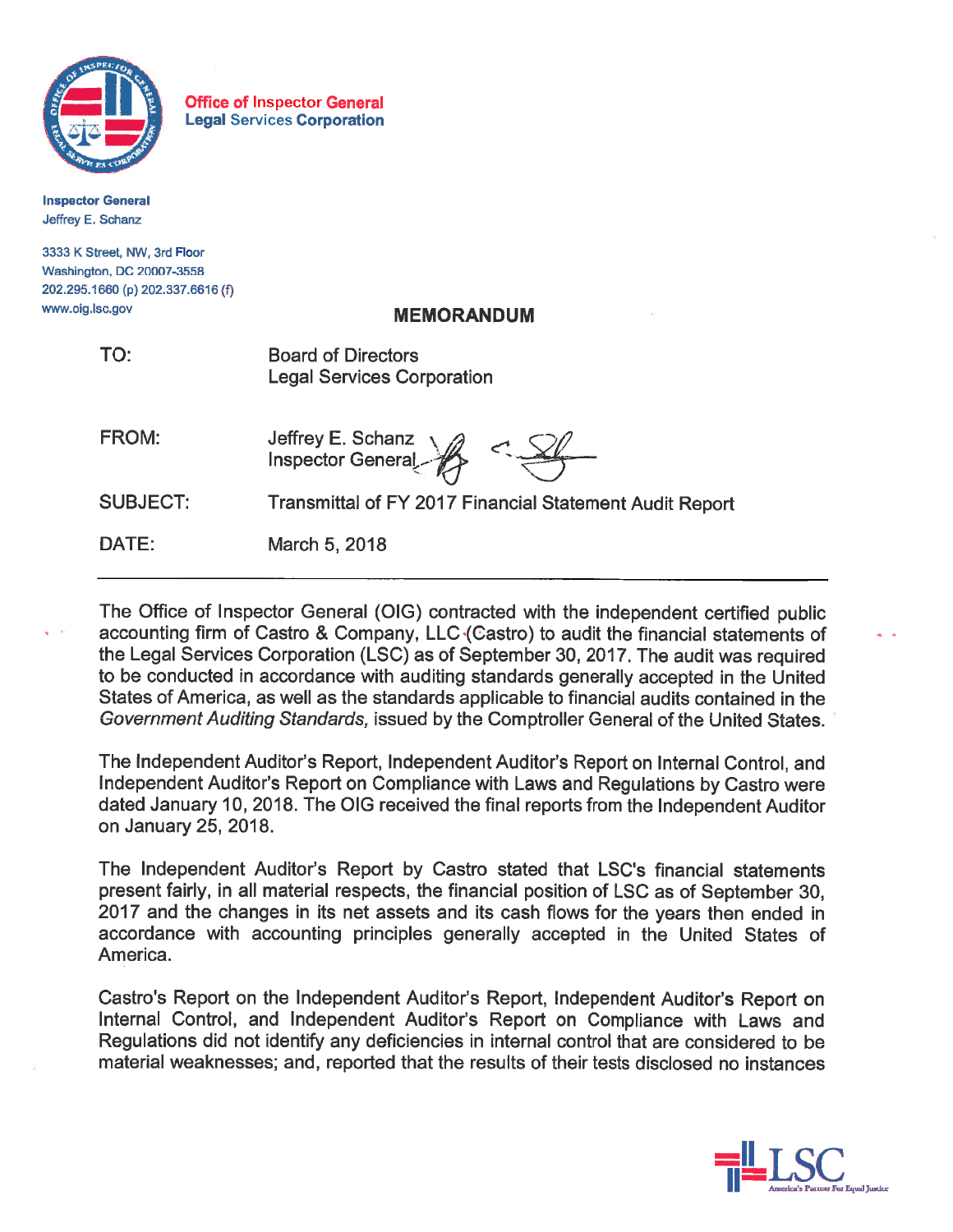**Office of Inspector General**
**Legal Services Corporation**

**Inspector General**
Jeffrey E. Schanz

3333 K Street, NW, 3rd Floor
Washington, DC 20007-3558
202.295.1660 (p) 202.337.6616 (f)
www.oig.lsc.gov

## MEMORANDUM

| | |
|---|---|
| TO: | Board of Directors<br>Legal Services Corporation |
| FROM: | Jeffrey E. Schanz<br>Inspector General |
| SUBJECT: | Transmittal of FY 2017 Financial Statement Audit Report |
| DATE: | March 5, 2018 |

---

The Office of Inspector General (OIG) contracted with the independent certified public accounting firm of Castro & Company, LLC (Castro) to audit the financial statements of the Legal Services Corporation (LSC) as of September 30, 2017. The audit was required to be conducted in accordance with auditing standards generally accepted in the United States of America, as well as the standards applicable to financial audits contained in the *Government Auditing Standards,* issued by the Comptroller General of the United States.

The Independent Auditor's Report, Independent Auditor's Report on Internal Control, and Independent Auditor's Report on Compliance with Laws and Regulations by Castro were dated January 10, 2018. The OIG received the final reports from the Independent Auditor on January 25, 2018.

The Independent Auditor's Report by Castro stated that LSC's financial statements present fairly, in all material respects, the financial position of LSC as of September 30, 2017 and the changes in its net assets and its cash flows for the years then ended in accordance with accounting principles generally accepted in the United States of America.

Castro's Report on the Independent Auditor's Report, Independent Auditor's Report on Internal Control, and Independent Auditor's Report on Compliance with Laws and Regulations did not identify any deficiencies in internal control that are considered to be material weaknesses; and, reported that the results of their tests disclosed no instances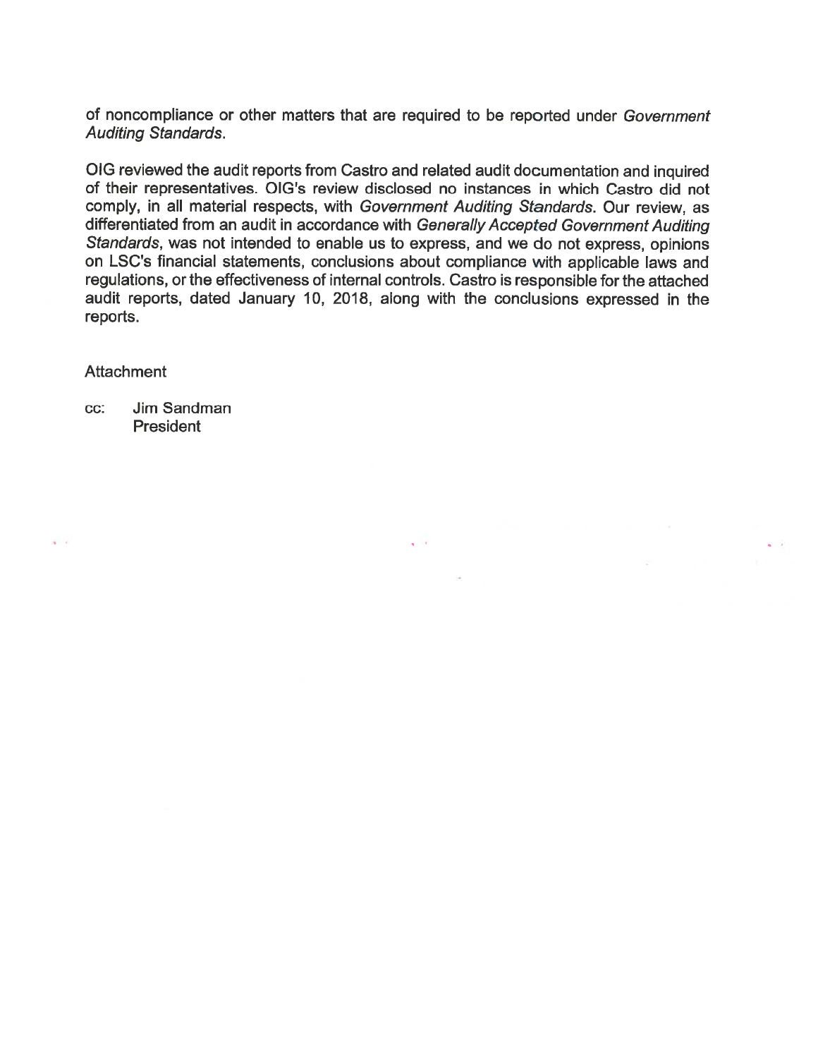of noncompliance or other matters that are required to be reported under *Government Auditing Standards*.

OIG reviewed the audit reports from Castro and related audit documentation and inquired of their representatives. OIG's review disclosed no instances in which Castro did not comply, in all material respects, with *Government Auditing Standards*. Our review, as differentiated from an audit in accordance with *Generally Accepted Government Auditing Standards*, was not intended to enable us to express, and we do not express, opinions on LSC's financial statements, conclusions about compliance with applicable laws and regulations, or the effectiveness of internal controls. Castro is responsible for the attached audit reports, dated January 10, 2018, along with the conclusions expressed in the reports.

Attachment

cc: Jim Sandman
President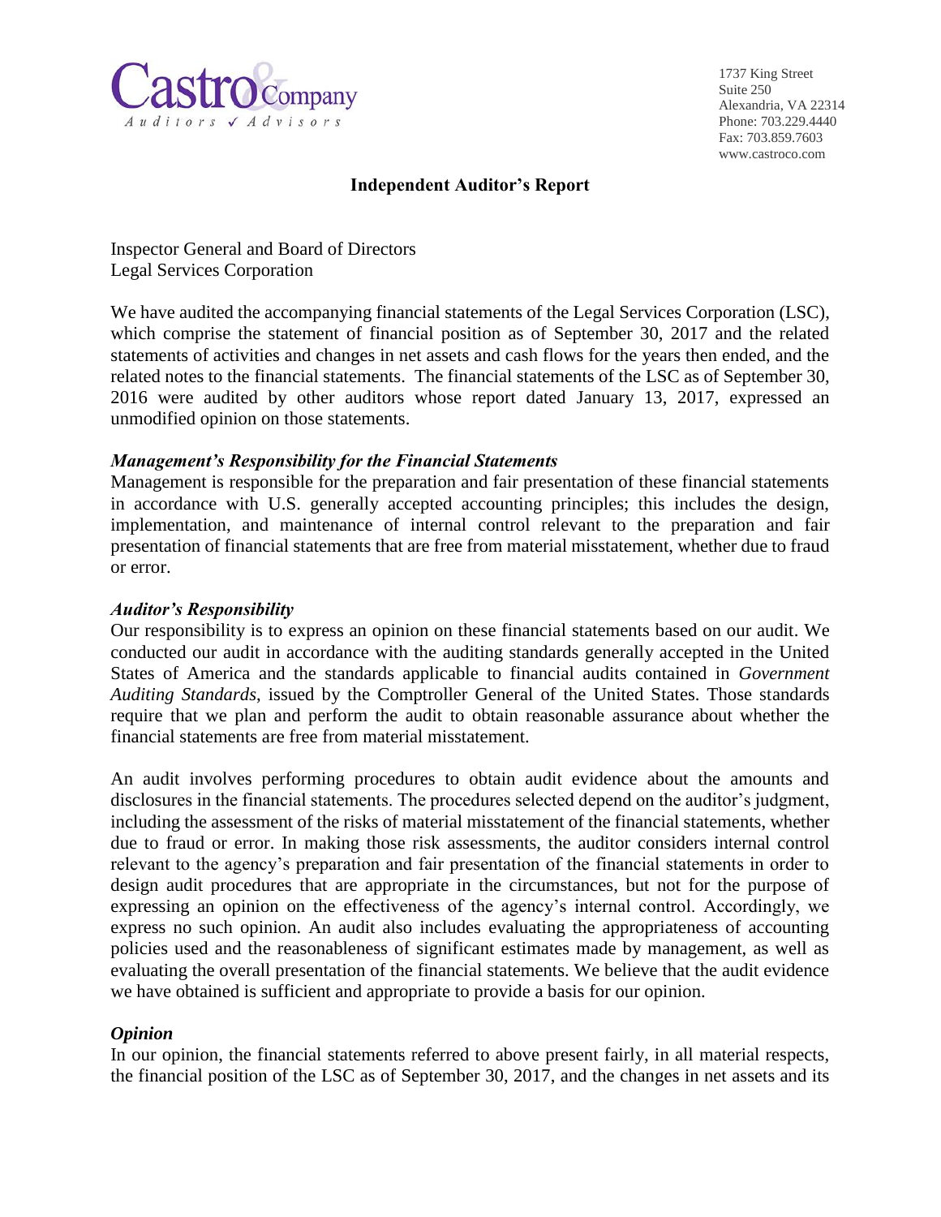Castro & Company
Auditors ✓ Advisors

1737 King Street
Suite 250
Alexandria, VA 22314
Phone: 703.229.4440
Fax: 703.859.7603
www.castroco.com

## Independent Auditor's Report

Inspector General and Board of Directors
Legal Services Corporation

We have audited the accompanying financial statements of the Legal Services Corporation (LSC), which comprise the statement of financial position as of September 30, 2017 and the related statements of activities and changes in net assets and cash flows for the years then ended, and the related notes to the financial statements. The financial statements of the LSC as of September 30, 2016 were audited by other auditors whose report dated January 13, 2017, expressed an unmodified opinion on those statements.

### *Management's Responsibility for the Financial Statements*

Management is responsible for the preparation and fair presentation of these financial statements in accordance with U.S. generally accepted accounting principles; this includes the design, implementation, and maintenance of internal control relevant to the preparation and fair presentation of financial statements that are free from material misstatement, whether due to fraud or error.

### *Auditor's Responsibility*

Our responsibility is to express an opinion on these financial statements based on our audit. We conducted our audit in accordance with the auditing standards generally accepted in the United States of America and the standards applicable to financial audits contained in *Government Auditing Standards*, issued by the Comptroller General of the United States. Those standards require that we plan and perform the audit to obtain reasonable assurance about whether the financial statements are free from material misstatement.

An audit involves performing procedures to obtain audit evidence about the amounts and disclosures in the financial statements. The procedures selected depend on the auditor's judgment, including the assessment of the risks of material misstatement of the financial statements, whether due to fraud or error. In making those risk assessments, the auditor considers internal control relevant to the agency's preparation and fair presentation of the financial statements in order to design audit procedures that are appropriate in the circumstances, but not for the purpose of expressing an opinion on the effectiveness of the agency's internal control. Accordingly, we express no such opinion. An audit also includes evaluating the appropriateness of accounting policies used and the reasonableness of significant estimates made by management, as well as evaluating the overall presentation of the financial statements. We believe that the audit evidence we have obtained is sufficient and appropriate to provide a basis for our opinion.

### *Opinion*

In our opinion, the financial statements referred to above present fairly, in all material respects, the financial position of the LSC as of September 30, 2017, and the changes in net assets and its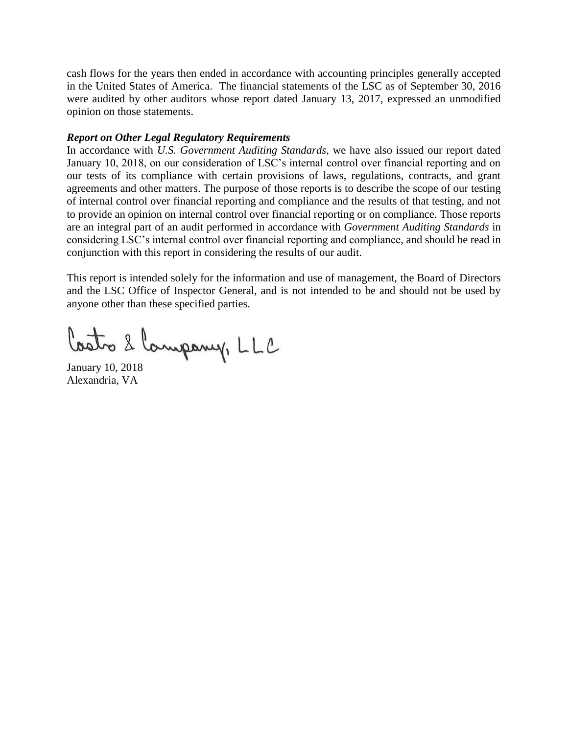cash flows for the years then ended in accordance with accounting principles generally accepted in the United States of America. The financial statements of the LSC as of September 30, 2016 were audited by other auditors whose report dated January 13, 2017, expressed an unmodified opinion on those statements.

***Report on Other Legal Regulatory Requirements***

In accordance with *U.S. Government Auditing Standards*, we have also issued our report dated January 10, 2018, on our consideration of LSC's internal control over financial reporting and on our tests of its compliance with certain provisions of laws, regulations, contracts, and grant agreements and other matters. The purpose of those reports is to describe the scope of our testing of internal control over financial reporting and compliance and the results of that testing, and not to provide an opinion on internal control over financial reporting or on compliance. Those reports are an integral part of an audit performed in accordance with *Government Auditing Standards* in considering LSC's internal control over financial reporting and compliance, and should be read in conjunction with this report in considering the results of our audit.

This report is intended solely for the information and use of management, the Board of Directors and the LSC Office of Inspector General, and is not intended to be and should not be used by anyone other than these specified parties.

Castro & Company, LLC

January 10, 2018
Alexandria, VA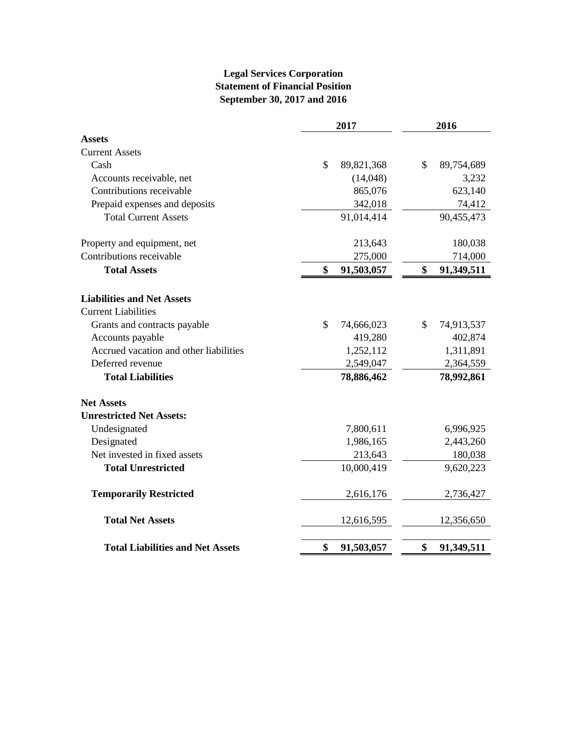# Legal Services Corporation
## Statement of Financial Position
### September 30, 2017 and 2016

| | 2017 | 2016 |
|---|---|---|
| **Assets** | | |
| Current Assets | | |
| Cash | $ 89,821,368 | $ 89,754,689 |
| Accounts receivable, net | (14,048) | 3,232 |
| Contributions receivable | 865,076 | 623,140 |
| Prepaid expenses and deposits | 342,018 | 74,412 |
| Total Current Assets | 91,014,414 | 90,455,473 |
| Property and equipment, net | 213,643 | 180,038 |
| Contributions receivable | 275,000 | 714,000 |
| **Total Assets** | **$ 91,503,057** | **$ 91,349,511** |
| **Liabilities and Net Assets** | | |
| Current Liabilities | | |
| Grants and contracts payable | $ 74,666,023 | $ 74,913,537 |
| Accounts payable | 419,280 | 402,874 |
| Accrued vacation and other liabilities | 1,252,112 | 1,311,891 |
| Deferred revenue | 2,549,047 | 2,364,559 |
| **Total Liabilities** | **78,886,462** | **78,992,861** |
| **Net Assets** | | |
| **Unrestricted Net Assets:** | | |
| Undesignated | 7,800,611 | 6,996,925 |
| Designated | 1,986,165 | 2,443,260 |
| Net invested in fixed assets | 213,643 | 180,038 |
| **Total Unrestricted** | 10,000,419 | 9,620,223 |
| **Temporarily Restricted** | 2,616,176 | 2,736,427 |
| **Total Net Assets** | 12,616,595 | 12,356,650 |
| **Total Liabilities and Net Assets** | **$ 91,503,057** | **$ 91,349,511** |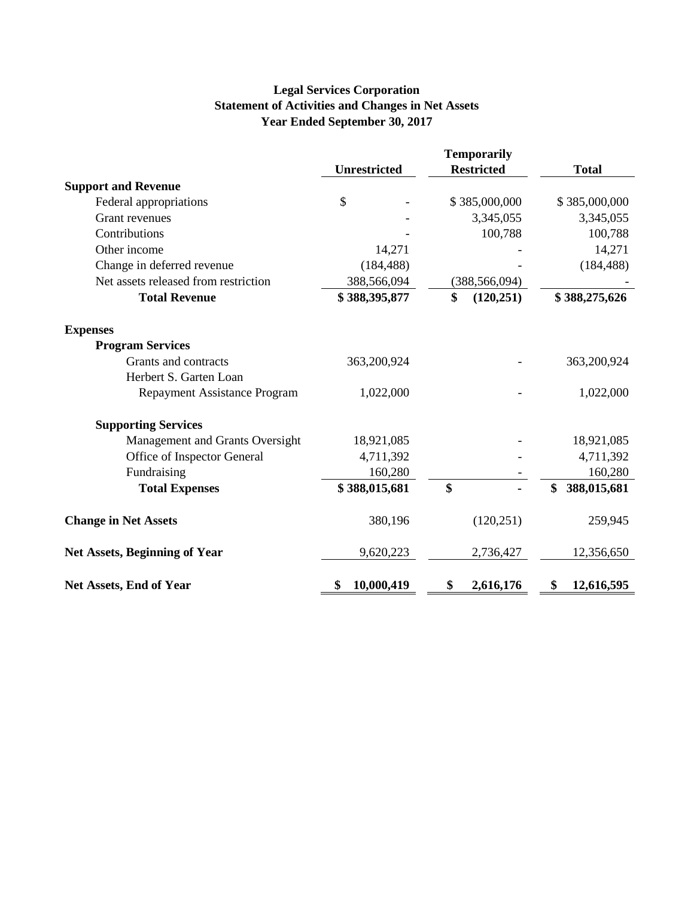**Legal Services Corporation**
**Statement of Activities and Changes in Net Assets**
**Year Ended September 30, 2017**

| | Unrestricted | Temporarily Restricted | Total |
|---|---|---|---|
| **Support and Revenue** | | | |
| Federal appropriations | $ - | $ 385,000,000 | $ 385,000,000 |
| Grant revenues | - | 3,345,055 | 3,345,055 |
| Contributions | - | 100,788 | 100,788 |
| Other income | 14,271 | - | 14,271 |
| Change in deferred revenue | (184,488) | - | (184,488) |
| Net assets released from restriction | 388,566,094 | (388,566,094) | - |
| **Total Revenue** | **$ 388,395,877** | **$ (120,251)** | **$ 388,275,626** |
| **Expenses** | | | |
| **Program Services** | | | |
| Grants and contracts | 363,200,924 | - | 363,200,924 |
| Herbert S. Garten Loan Repayment Assistance Program | 1,022,000 | - | 1,022,000 |
| **Supporting Services** | | | |
| Management and Grants Oversight | 18,921,085 | - | 18,921,085 |
| Office of Inspector General | 4,711,392 | - | 4,711,392 |
| Fundraising | 160,280 | - | 160,280 |
| **Total Expenses** | **$ 388,015,681** | **$ -** | **$ 388,015,681** |
| **Change in Net Assets** | 380,196 | (120,251) | 259,945 |
| **Net Assets, Beginning of Year** | 9,620,223 | 2,736,427 | 12,356,650 |
| **Net Assets, End of Year** | **$ 10,000,419** | **$ 2,616,176** | **$ 12,616,595** |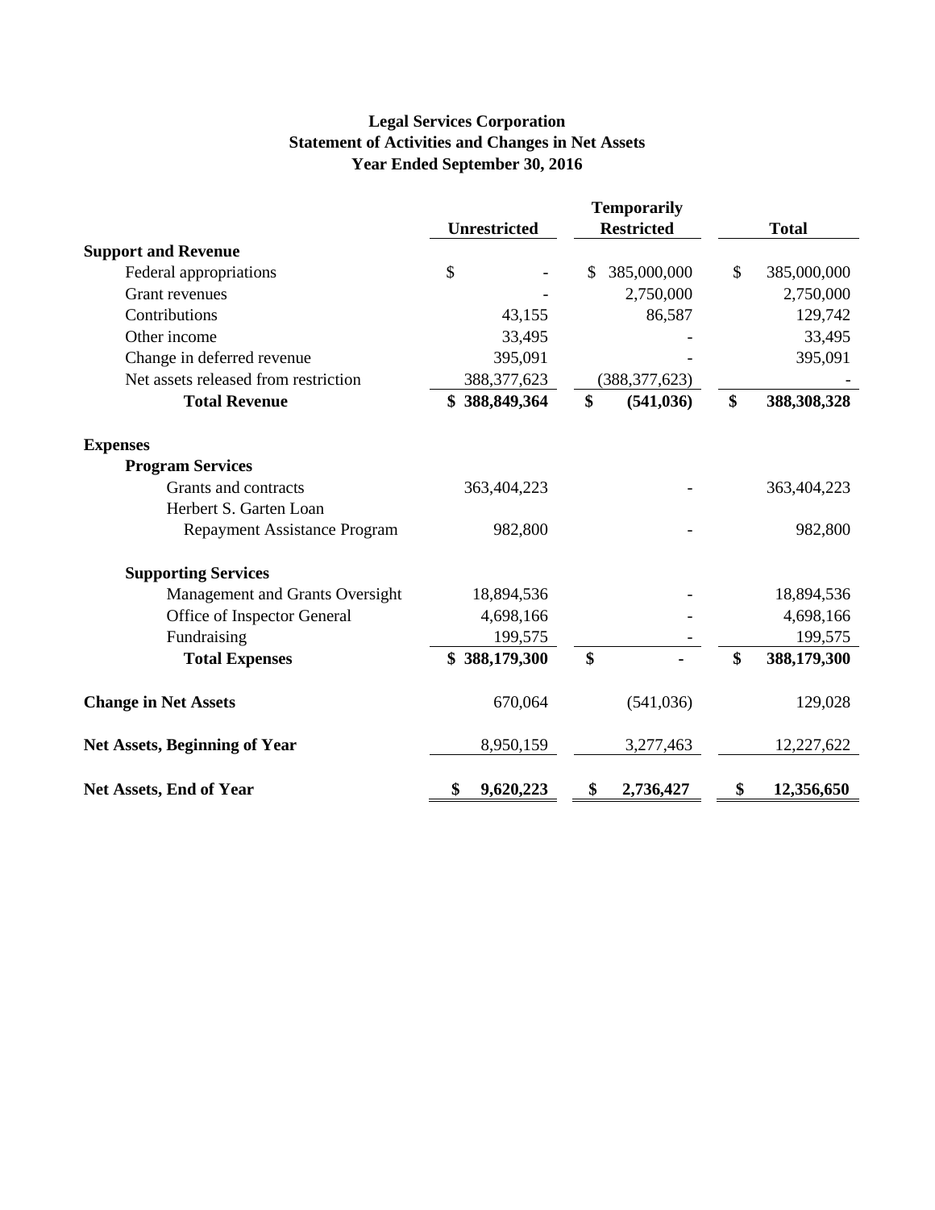**Legal Services Corporation**
**Statement of Activities and Changes in Net Assets**
**Year Ended September 30, 2016**

| | Unrestricted | Temporarily Restricted | Total |
|---|---|---|---|
| **Support and Revenue** | | | |
| Federal appropriations | $ - | $ 385,000,000 | $ 385,000,000 |
| Grant revenues | - | 2,750,000 | 2,750,000 |
| Contributions | 43,155 | 86,587 | 129,742 |
| Other income | 33,495 | - | 33,495 |
| Change in deferred revenue | 395,091 | - | 395,091 |
| Net assets released from restriction | 388,377,623 | (388,377,623) | - |
| **Total Revenue** | **$ 388,849,364** | **$ (541,036)** | **$ 388,308,328** |
| **Expenses** | | | |
| **Program Services** | | | |
| Grants and contracts | 363,404,223 | - | 363,404,223 |
| Herbert S. Garten Loan Repayment Assistance Program | 982,800 | - | 982,800 |
| **Supporting Services** | | | |
| Management and Grants Oversight | 18,894,536 | - | 18,894,536 |
| Office of Inspector General | 4,698,166 | - | 4,698,166 |
| Fundraising | 199,575 | - | 199,575 |
| **Total Expenses** | **$ 388,179,300** | **$ -** | **$ 388,179,300** |
| **Change in Net Assets** | 670,064 | (541,036) | 129,028 |
| **Net Assets, Beginning of Year** | 8,950,159 | 3,277,463 | 12,227,622 |
| **Net Assets, End of Year** | **$ 9,620,223** | **$ 2,736,427** | **$ 12,356,650** |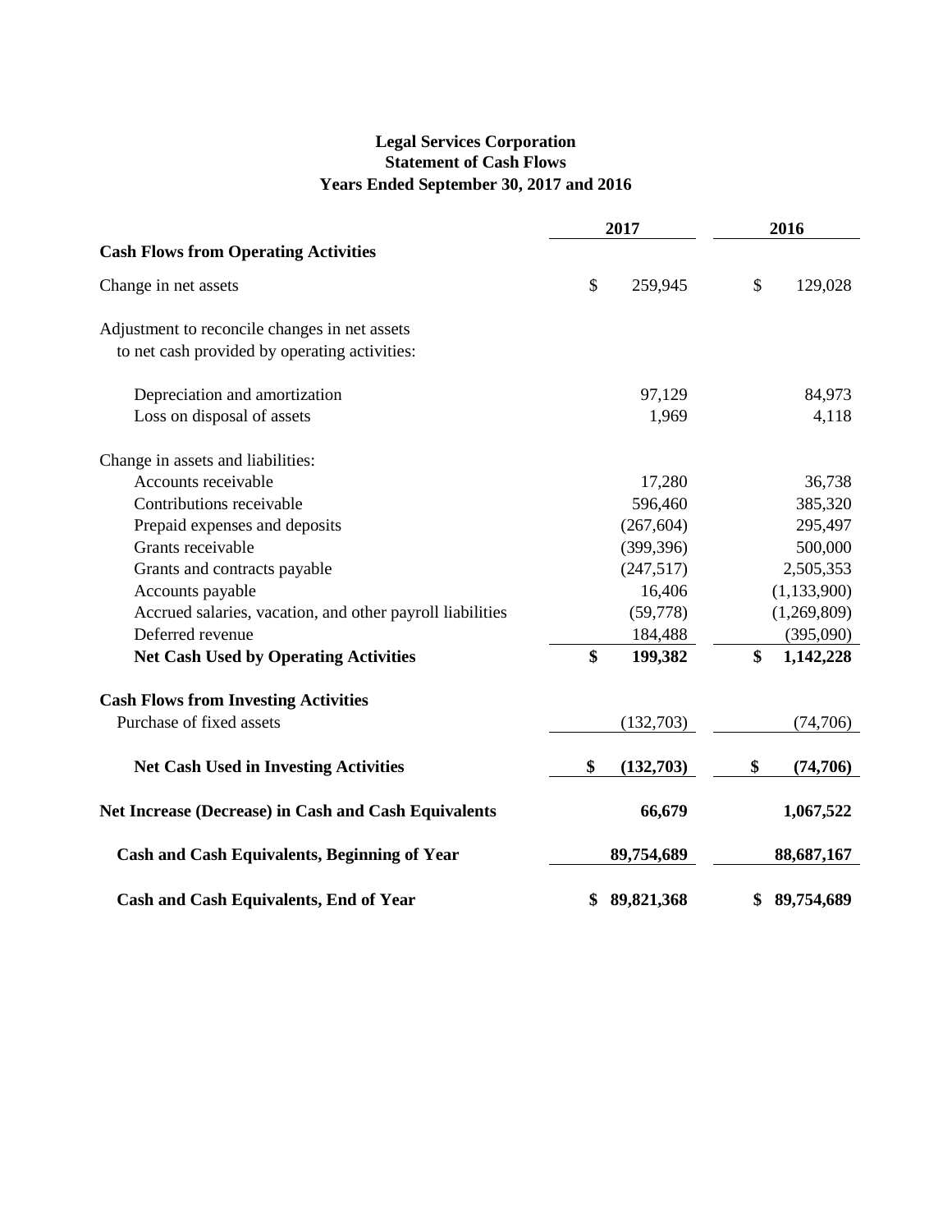# Legal Services Corporation
## Statement of Cash Flows
### Years Ended September 30, 2017 and 2016

| | 2017 | 2016 |
|---|---|---|
| **Cash Flows from Operating Activities** | | |
| Change in net assets | $ 259,945 | $ 129,028 |
| Adjustment to reconcile changes in net assets to net cash provided by operating activities: | | |
| Depreciation and amortization | 97,129 | 84,973 |
| Loss on disposal of assets | 1,969 | 4,118 |
| Change in assets and liabilities: | | |
| Accounts receivable | 17,280 | 36,738 |
| Contributions receivable | 596,460 | 385,320 |
| Prepaid expenses and deposits | (267,604) | 295,497 |
| Grants receivable | (399,396) | 500,000 |
| Grants and contracts payable | (247,517) | 2,505,353 |
| Accounts payable | 16,406 | (1,133,900) |
| Accrued salaries, vacation, and other payroll liabilities | (59,778) | (1,269,809) |
| Deferred revenue | 184,488 | (395,090) |
| **Net Cash Used by Operating Activities** | **$ 199,382** | **$ 1,142,228** |
| **Cash Flows from Investing Activities** | | |
| Purchase of fixed assets | (132,703) | (74,706) |
| **Net Cash Used in Investing Activities** | **$ (132,703)** | **$ (74,706)** |
| **Net Increase (Decrease) in Cash and Cash Equivalents** | **66,679** | **1,067,522** |
| **Cash and Cash Equivalents, Beginning of Year** | **89,754,689** | **88,687,167** |
| **Cash and Cash Equivalents, End of Year** | **$ 89,821,368** | **$ 89,754,689** |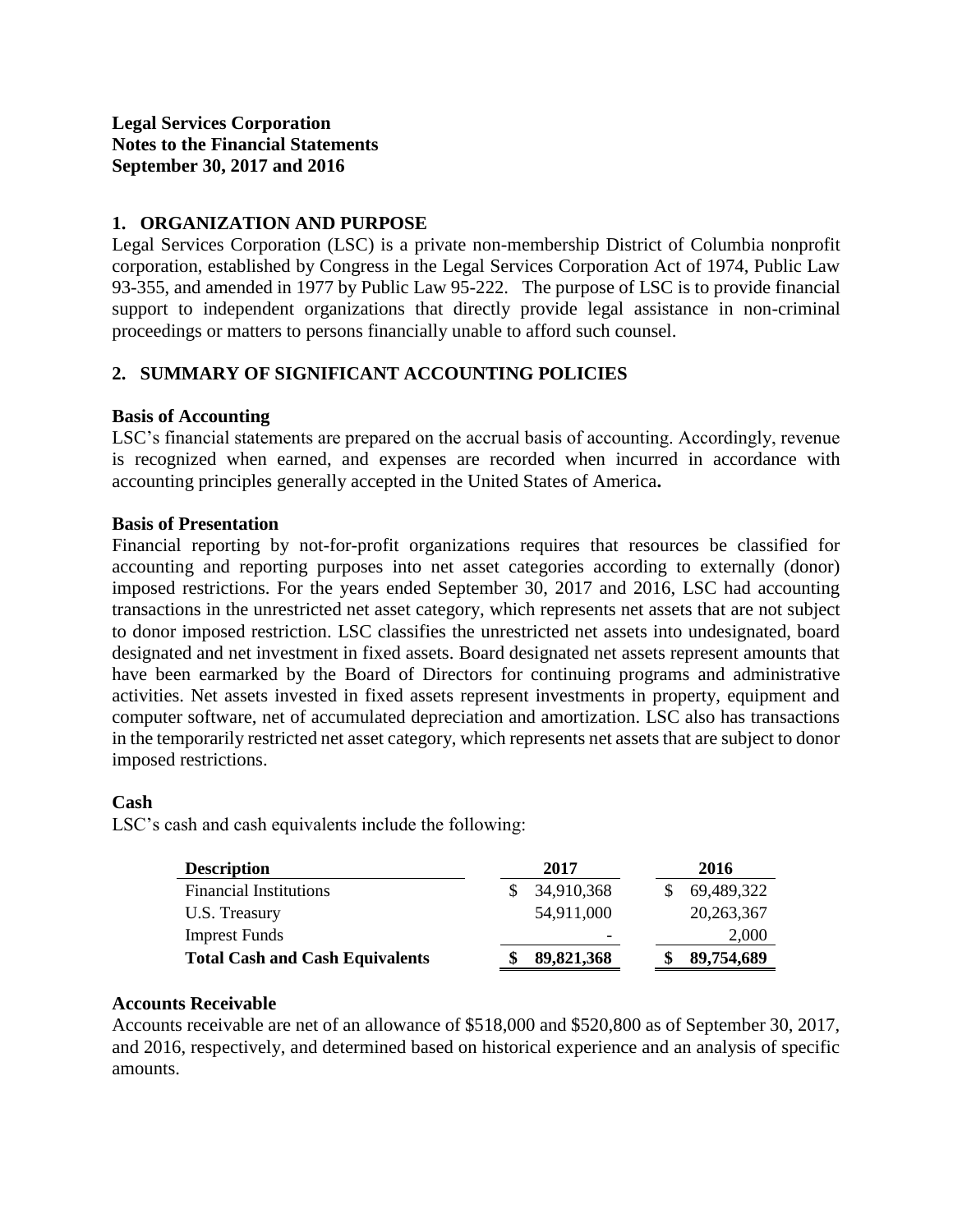**Legal Services Corporation**
**Notes to the Financial Statements**
**September 30, 2017 and 2016**

## 1. ORGANIZATION AND PURPOSE

Legal Services Corporation (LSC) is a private non-membership District of Columbia nonprofit corporation, established by Congress in the Legal Services Corporation Act of 1974, Public Law 93-355, and amended in 1977 by Public Law 95-222. The purpose of LSC is to provide financial support to independent organizations that directly provide legal assistance in non-criminal proceedings or matters to persons financially unable to afford such counsel.

## 2. SUMMARY OF SIGNIFICANT ACCOUNTING POLICIES

### Basis of Accounting

LSC's financial statements are prepared on the accrual basis of accounting. Accordingly, revenue is recognized when earned, and expenses are recorded when incurred in accordance with accounting principles generally accepted in the United States of America**.**

### Basis of Presentation

Financial reporting by not-for-profit organizations requires that resources be classified for accounting and reporting purposes into net asset categories according to externally (donor) imposed restrictions. For the years ended September 30, 2017 and 2016, LSC had accounting transactions in the unrestricted net asset category, which represents net assets that are not subject to donor imposed restriction. LSC classifies the unrestricted net assets into undesignated, board designated and net investment in fixed assets. Board designated net assets represent amounts that have been earmarked by the Board of Directors for continuing programs and administrative activities. Net assets invested in fixed assets represent investments in property, equipment and computer software, net of accumulated depreciation and amortization. LSC also has transactions in the temporarily restricted net asset category, which represents net assets that are subject to donor imposed restrictions.

### Cash

LSC's cash and cash equivalents include the following:

| Description | 2017 | 2016 |
|---|---|---|
| Financial Institutions | $ 34,910,368 | $ 69,489,322 |
| U.S. Treasury | 54,911,000 | 20,263,367 |
| Imprest Funds | - | 2,000 |
| **Total Cash and Cash Equivalents** | **$ 89,821,368** | **$ 89,754,689** |

### Accounts Receivable

Accounts receivable are net of an allowance of $518,000 and $520,800 as of September 30, 2017, and 2016, respectively, and determined based on historical experience and an analysis of specific amounts.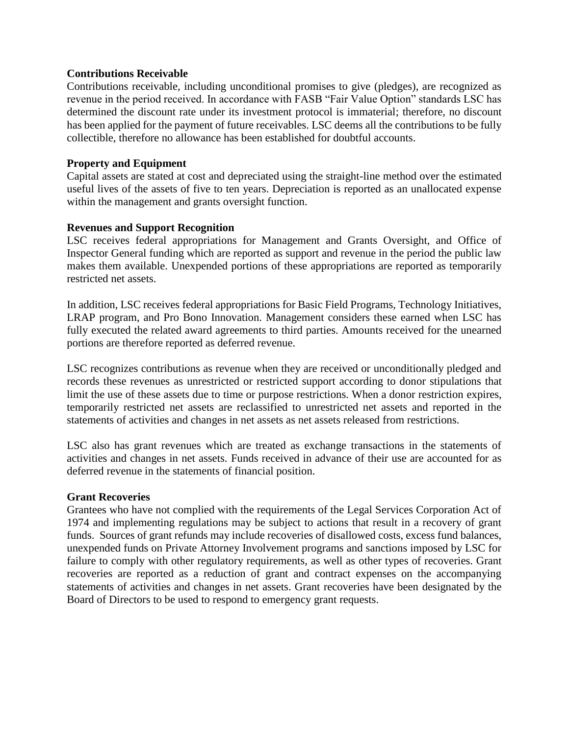**Contributions Receivable**

Contributions receivable, including unconditional promises to give (pledges), are recognized as revenue in the period received. In accordance with FASB "Fair Value Option" standards LSC has determined the discount rate under its investment protocol is immaterial; therefore, no discount has been applied for the payment of future receivables. LSC deems all the contributions to be fully collectible, therefore no allowance has been established for doubtful accounts.

**Property and Equipment**

Capital assets are stated at cost and depreciated using the straight-line method over the estimated useful lives of the assets of five to ten years. Depreciation is reported as an unallocated expense within the management and grants oversight function.

**Revenues and Support Recognition**

LSC receives federal appropriations for Management and Grants Oversight, and Office of Inspector General funding which are reported as support and revenue in the period the public law makes them available. Unexpended portions of these appropriations are reported as temporarily restricted net assets.

In addition, LSC receives federal appropriations for Basic Field Programs, Technology Initiatives, LRAP program, and Pro Bono Innovation. Management considers these earned when LSC has fully executed the related award agreements to third parties. Amounts received for the unearned portions are therefore reported as deferred revenue.

LSC recognizes contributions as revenue when they are received or unconditionally pledged and records these revenues as unrestricted or restricted support according to donor stipulations that limit the use of these assets due to time or purpose restrictions. When a donor restriction expires, temporarily restricted net assets are reclassified to unrestricted net assets and reported in the statements of activities and changes in net assets as net assets released from restrictions.

LSC also has grant revenues which are treated as exchange transactions in the statements of activities and changes in net assets. Funds received in advance of their use are accounted for as deferred revenue in the statements of financial position.

**Grant Recoveries**

Grantees who have not complied with the requirements of the Legal Services Corporation Act of 1974 and implementing regulations may be subject to actions that result in a recovery of grant funds. Sources of grant refunds may include recoveries of disallowed costs, excess fund balances, unexpended funds on Private Attorney Involvement programs and sanctions imposed by LSC for failure to comply with other regulatory requirements, as well as other types of recoveries. Grant recoveries are reported as a reduction of grant and contract expenses on the accompanying statements of activities and changes in net assets. Grant recoveries have been designated by the Board of Directors to be used to respond to emergency grant requests.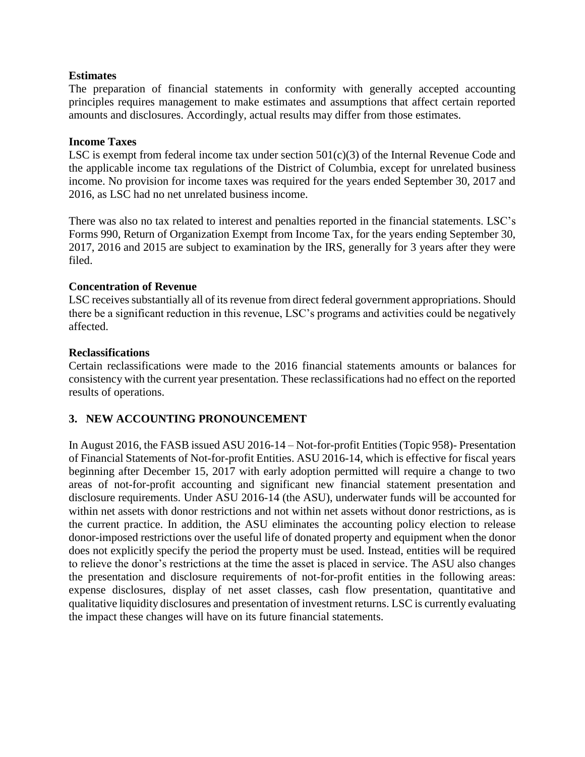**Estimates**

The preparation of financial statements in conformity with generally accepted accounting principles requires management to make estimates and assumptions that affect certain reported amounts and disclosures. Accordingly, actual results may differ from those estimates.

**Income Taxes**

LSC is exempt from federal income tax under section 501(c)(3) of the Internal Revenue Code and the applicable income tax regulations of the District of Columbia, except for unrelated business income. No provision for income taxes was required for the years ended September 30, 2017 and 2016, as LSC had no net unrelated business income.

There was also no tax related to interest and penalties reported in the financial statements. LSC's Forms 990, Return of Organization Exempt from Income Tax, for the years ending September 30, 2017, 2016 and 2015 are subject to examination by the IRS, generally for 3 years after they were filed.

**Concentration of Revenue**

LSC receives substantially all of its revenue from direct federal government appropriations. Should there be a significant reduction in this revenue, LSC's programs and activities could be negatively affected.

**Reclassifications**

Certain reclassifications were made to the 2016 financial statements amounts or balances for consistency with the current year presentation. These reclassifications had no effect on the reported results of operations.

## 3. NEW ACCOUNTING PRONOUNCEMENT

In August 2016, the FASB issued ASU 2016-14 – Not-for-profit Entities (Topic 958)- Presentation of Financial Statements of Not-for-profit Entities. ASU 2016-14, which is effective for fiscal years beginning after December 15, 2017 with early adoption permitted will require a change to two areas of not-for-profit accounting and significant new financial statement presentation and disclosure requirements. Under ASU 2016-14 (the ASU), underwater funds will be accounted for within net assets with donor restrictions and not within net assets without donor restrictions, as is the current practice. In addition, the ASU eliminates the accounting policy election to release donor-imposed restrictions over the useful life of donated property and equipment when the donor does not explicitly specify the period the property must be used. Instead, entities will be required to relieve the donor's restrictions at the time the asset is placed in service. The ASU also changes the presentation and disclosure requirements of not-for-profit entities in the following areas: expense disclosures, display of net asset classes, cash flow presentation, quantitative and qualitative liquidity disclosures and presentation of investment returns. LSC is currently evaluating the impact these changes will have on its future financial statements.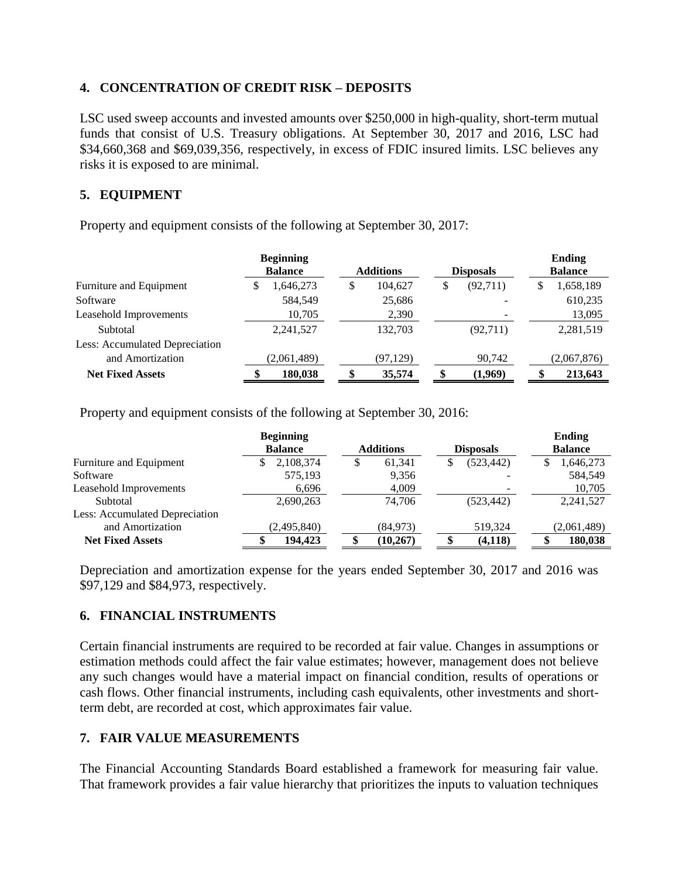## 4. CONCENTRATION OF CREDIT RISK – DEPOSITS

LSC used sweep accounts and invested amounts over $250,000 in high-quality, short-term mutual funds that consist of U.S. Treasury obligations. At September 30, 2017 and 2016, LSC had $34,660,368 and $69,039,356, respectively, in excess of FDIC insured limits. LSC believes any risks it is exposed to are minimal.

## 5. EQUIPMENT

Property and equipment consists of the following at September 30, 2017:

| | Beginning Balance | Additions | Disposals | Ending Balance |
|---|---|---|---|---|
| Furniture and Equipment | $ 1,646,273 | $ 104,627 | $ (92,711) | $ 1,658,189 |
| Software | 584,549 | 25,686 | - | 610,235 |
| Leasehold Improvements | 10,705 | 2,390 | - | 13,095 |
| Subtotal | 2,241,527 | 132,703 | (92,711) | 2,281,519 |
| Less: Accumulated Depreciation and Amortization | (2,061,489) | (97,129) | 90,742 | (2,067,876) |
| **Net Fixed Assets** | **$ 180,038** | **$ 35,574** | **$ (1,969)** | **$ 213,643** |

Property and equipment consists of the following at September 30, 2016:

| | Beginning Balance | Additions | Disposals | Ending Balance |
|---|---|---|---|---|
| Furniture and Equipment | $ 2,108,374 | $ 61,341 | $ (523,442) | $ 1,646,273 |
| Software | 575,193 | 9,356 | - | 584,549 |
| Leasehold Improvements | 6,696 | 4,009 | - | 10,705 |
| Subtotal | 2,690,263 | 74,706 | (523,442) | 2,241,527 |
| Less: Accumulated Depreciation and Amortization | (2,495,840) | (84,973) | 519,324 | (2,061,489) |
| **Net Fixed Assets** | **$ 194,423** | **$ (10,267)** | **$ (4,118)** | **$ 180,038** |

Depreciation and amortization expense for the years ended September 30, 2017 and 2016 was $97,129 and $84,973, respectively.

## 6. FINANCIAL INSTRUMENTS

Certain financial instruments are required to be recorded at fair value. Changes in assumptions or estimation methods could affect the fair value estimates; however, management does not believe any such changes would have a material impact on financial condition, results of operations or cash flows. Other financial instruments, including cash equivalents, other investments and short-term debt, are recorded at cost, which approximates fair value.

## 7. FAIR VALUE MEASUREMENTS

The Financial Accounting Standards Board established a framework for measuring fair value. That framework provides a fair value hierarchy that prioritizes the inputs to valuation techniques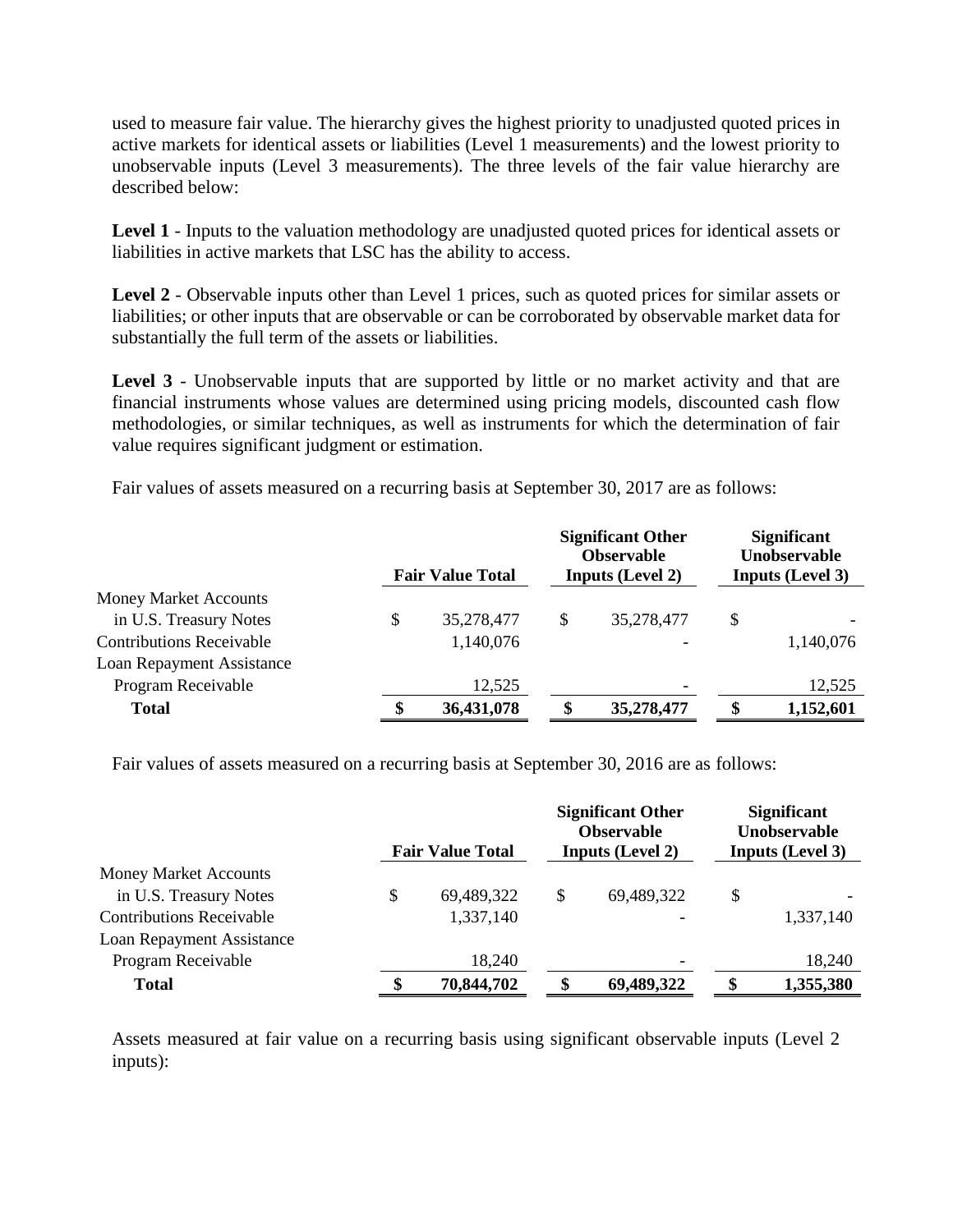used to measure fair value. The hierarchy gives the highest priority to unadjusted quoted prices in active markets for identical assets or liabilities (Level 1 measurements) and the lowest priority to unobservable inputs (Level 3 measurements). The three levels of the fair value hierarchy are described below:

**Level 1** - Inputs to the valuation methodology are unadjusted quoted prices for identical assets or liabilities in active markets that LSC has the ability to access.

**Level 2** - Observable inputs other than Level 1 prices, such as quoted prices for similar assets or liabilities; or other inputs that are observable or can be corroborated by observable market data for substantially the full term of the assets or liabilities.

**Level 3** - Unobservable inputs that are supported by little or no market activity and that are financial instruments whose values are determined using pricing models, discounted cash flow methodologies, or similar techniques, as well as instruments for which the determination of fair value requires significant judgment or estimation.

Fair values of assets measured on a recurring basis at September 30, 2017 are as follows:

| | Fair Value Total | Significant Other Observable Inputs (Level 2) | Significant Unobservable Inputs (Level 3) |
|---|---|---|---|
| Money Market Accounts in U.S. Treasury Notes | $ 35,278,477 | $ 35,278,477 | $ - |
| Contributions Receivable | 1,140,076 | - | 1,140,076 |
| Loan Repayment Assistance Program Receivable | 12,525 | - | 12,525 |
| **Total** | **$ 36,431,078** | **$ 35,278,477** | **$ 1,152,601** |

Fair values of assets measured on a recurring basis at September 30, 2016 are as follows:

| | Fair Value Total | Significant Other Observable Inputs (Level 2) | Significant Unobservable Inputs (Level 3) |
|---|---|---|---|
| Money Market Accounts in U.S. Treasury Notes | $ 69,489,322 | $ 69,489,322 | $ - |
| Contributions Receivable | 1,337,140 | - | 1,337,140 |
| Loan Repayment Assistance Program Receivable | 18,240 | - | 18,240 |
| **Total** | **$ 70,844,702** | **$ 69,489,322** | **$ 1,355,380** |

Assets measured at fair value on a recurring basis using significant observable inputs (Level 2 inputs):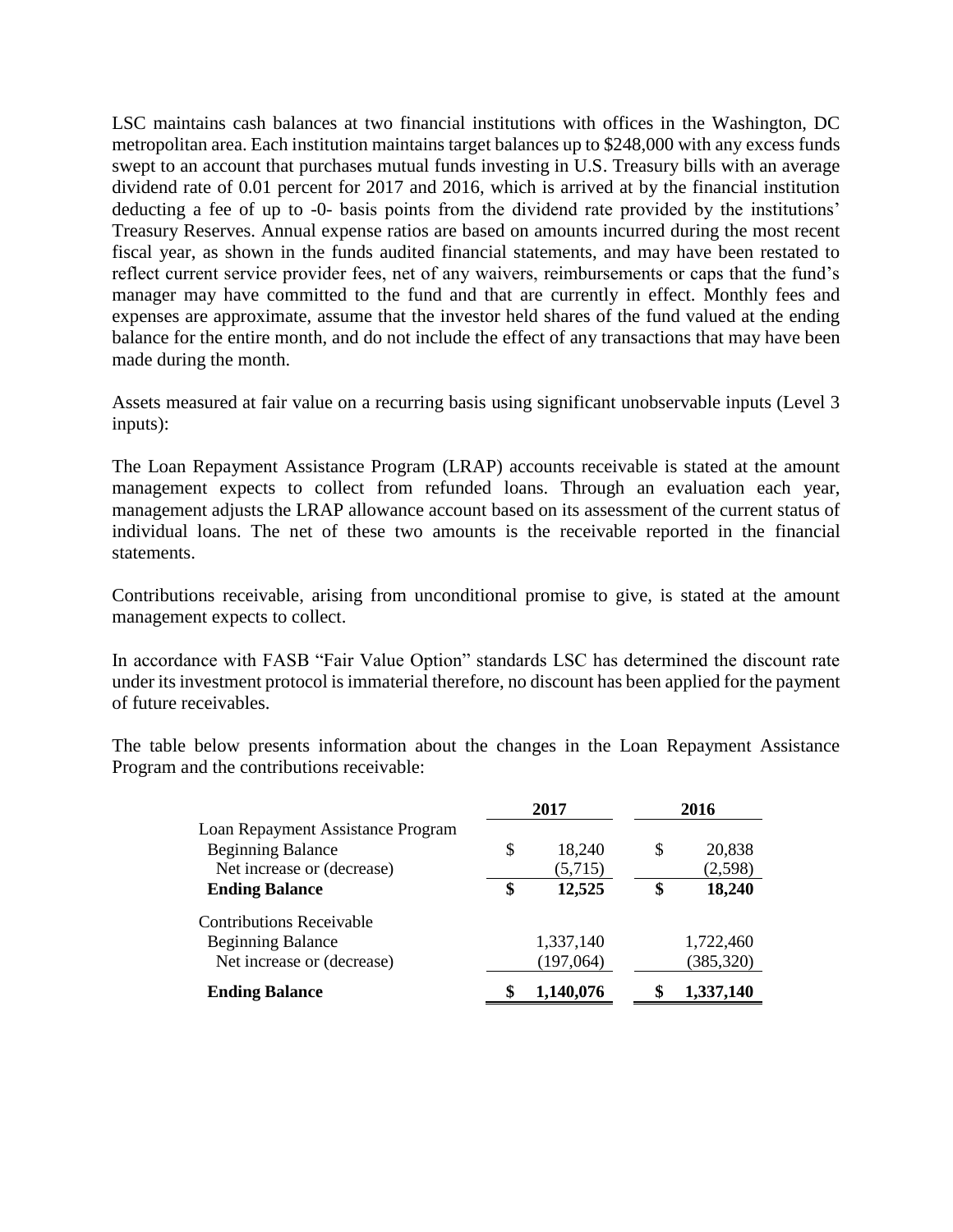LSC maintains cash balances at two financial institutions with offices in the Washington, DC metropolitan area. Each institution maintains target balances up to $248,000 with any excess funds swept to an account that purchases mutual funds investing in U.S. Treasury bills with an average dividend rate of 0.01 percent for 2017 and 2016, which is arrived at by the financial institution deducting a fee of up to -0- basis points from the dividend rate provided by the institutions' Treasury Reserves. Annual expense ratios are based on amounts incurred during the most recent fiscal year, as shown in the funds audited financial statements, and may have been restated to reflect current service provider fees, net of any waivers, reimbursements or caps that the fund's manager may have committed to the fund and that are currently in effect. Monthly fees and expenses are approximate, assume that the investor held shares of the fund valued at the ending balance for the entire month, and do not include the effect of any transactions that may have been made during the month.

Assets measured at fair value on a recurring basis using significant unobservable inputs (Level 3 inputs):

The Loan Repayment Assistance Program (LRAP) accounts receivable is stated at the amount management expects to collect from refunded loans. Through an evaluation each year, management adjusts the LRAP allowance account based on its assessment of the current status of individual loans. The net of these two amounts is the receivable reported in the financial statements.

Contributions receivable, arising from unconditional promise to give, is stated at the amount management expects to collect.

In accordance with FASB "Fair Value Option" standards LSC has determined the discount rate under its investment protocol is immaterial therefore, no discount has been applied for the payment of future receivables.

The table below presents information about the changes in the Loan Repayment Assistance Program and the contributions receivable:

| | 2017 | 2016 |
|---|---|---|
| Loan Repayment Assistance Program | | |
| Beginning Balance | $ 18,240 | $ 20,838 |
| Net increase or (decrease) | (5,715) | (2,598) |
| **Ending Balance** | **$ 12,525** | **$ 18,240** |
| Contributions Receivable | | |
| Beginning Balance | 1,337,140 | 1,722,460 |
| Net increase or (decrease) | (197,064) | (385,320) |
| **Ending Balance** | **$ 1,140,076** | **$ 1,337,140** |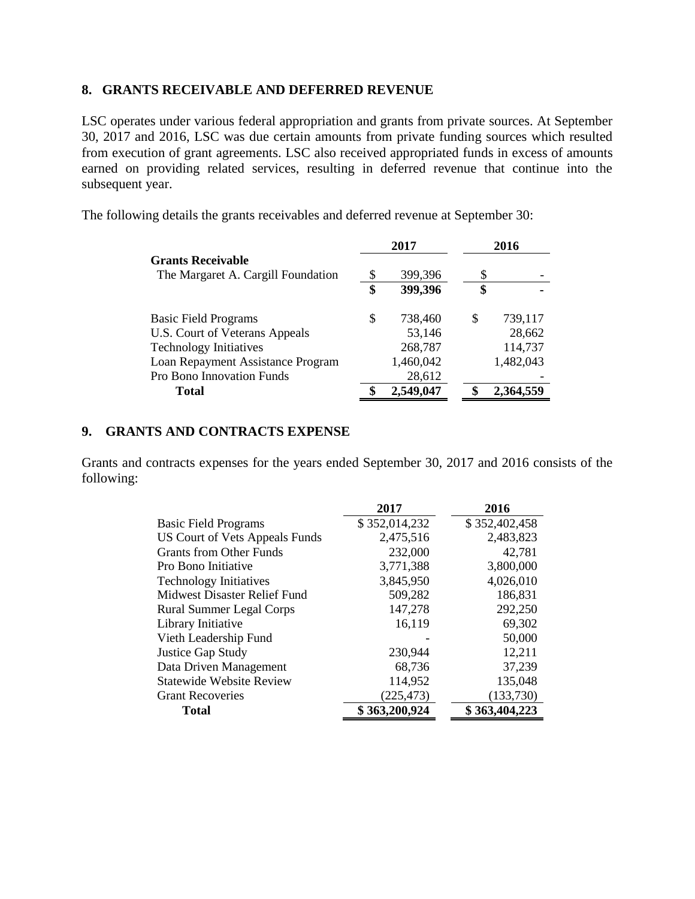## 8. GRANTS RECEIVABLE AND DEFERRED REVENUE

LSC operates under various federal appropriation and grants from private sources. At September 30, 2017 and 2016, LSC was due certain amounts from private funding sources which resulted from execution of grant agreements. LSC also received appropriated funds in excess of amounts earned on providing related services, resulting in deferred revenue that continue into the subsequent year.

The following details the grants receivables and deferred revenue at September 30:

| | 2017 | 2016 |
|---|---|---|
| **Grants Receivable** | | |
| The Margaret A. Cargill Foundation | $ 399,396 | $ - |
| | **$ 399,396** | **$ -** |
| Basic Field Programs | $ 738,460 | $ 739,117 |
| U.S. Court of Veterans Appeals | 53,146 | 28,662 |
| Technology Initiatives | 268,787 | 114,737 |
| Loan Repayment Assistance Program | 1,460,042 | 1,482,043 |
| Pro Bono Innovation Funds | 28,612 | - |
| **Total** | **$ 2,549,047** | **$ 2,364,559** |

## 9. GRANTS AND CONTRACTS EXPENSE

Grants and contracts expenses for the years ended September 30, 2017 and 2016 consists of the following:

| | 2017 | 2016 |
|---|---|---|
| Basic Field Programs | $ 352,014,232 | $ 352,402,458 |
| US Court of Vets Appeals Funds | 2,475,516 | 2,483,823 |
| Grants from Other Funds | 232,000 | 42,781 |
| Pro Bono Initiative | 3,771,388 | 3,800,000 |
| Technology Initiatives | 3,845,950 | 4,026,010 |
| Midwest Disaster Relief Fund | 509,282 | 186,831 |
| Rural Summer Legal Corps | 147,278 | 292,250 |
| Library Initiative | 16,119 | 69,302 |
| Vieth Leadership Fund | - | 50,000 |
| Justice Gap Study | 230,944 | 12,211 |
| Data Driven Management | 68,736 | 37,239 |
| Statewide Website Review | 114,952 | 135,048 |
| Grant Recoveries | (225,473) | (133,730) |
| **Total** | **$ 363,200,924** | **$ 363,404,223** |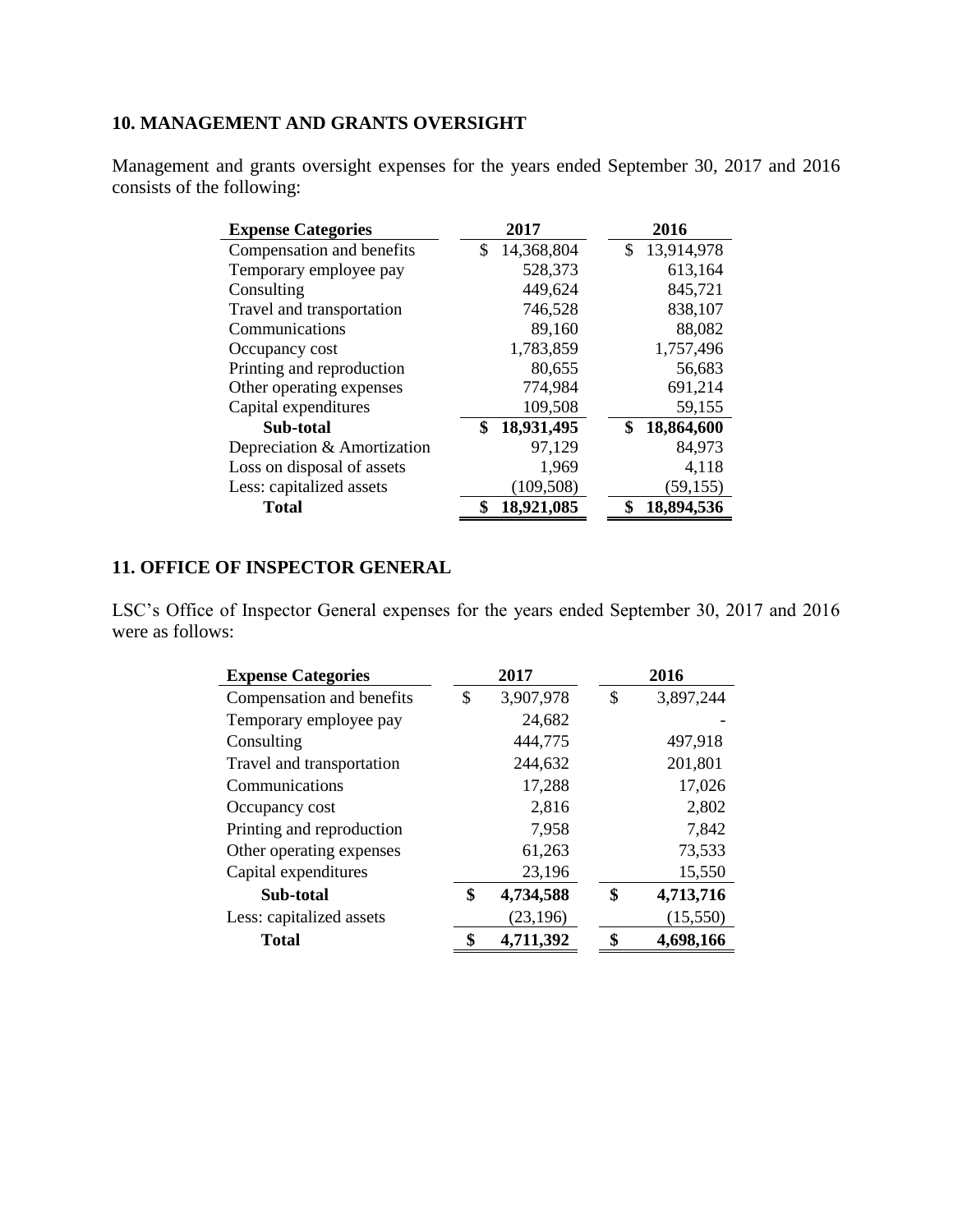## 10. MANAGEMENT AND GRANTS OVERSIGHT

Management and grants oversight expenses for the years ended September 30, 2017 and 2016 consists of the following:

| Expense Categories | 2017 | 2016 |
|---|---|---|
| Compensation and benefits | $ 14,368,804 | $ 13,914,978 |
| Temporary employee pay | 528,373 | 613,164 |
| Consulting | 449,624 | 845,721 |
| Travel and transportation | 746,528 | 838,107 |
| Communications | 89,160 | 88,082 |
| Occupancy cost | 1,783,859 | 1,757,496 |
| Printing and reproduction | 80,655 | 56,683 |
| Other operating expenses | 774,984 | 691,214 |
| Capital expenditures | 109,508 | 59,155 |
| **Sub-total** | **$ 18,931,495** | **$ 18,864,600** |
| Depreciation & Amortization | 97,129 | 84,973 |
| Loss on disposal of assets | 1,969 | 4,118 |
| Less: capitalized assets | (109,508) | (59,155) |
| **Total** | **$ 18,921,085** | **$ 18,894,536** |

## 11. OFFICE OF INSPECTOR GENERAL

LSC's Office of Inspector General expenses for the years ended September 30, 2017 and 2016 were as follows:

| Expense Categories | 2017 | 2016 |
|---|---|---|
| Compensation and benefits | $ 3,907,978 | $ 3,897,244 |
| Temporary employee pay | 24,682 | - |
| Consulting | 444,775 | 497,918 |
| Travel and transportation | 244,632 | 201,801 |
| Communications | 17,288 | 17,026 |
| Occupancy cost | 2,816 | 2,802 |
| Printing and reproduction | 7,958 | 7,842 |
| Other operating expenses | 61,263 | 73,533 |
| Capital expenditures | 23,196 | 15,550 |
| **Sub-total** | **$ 4,734,588** | **$ 4,713,716** |
| Less: capitalized assets | (23,196) | (15,550) |
| **Total** | **$ 4,711,392** | **$ 4,698,166** |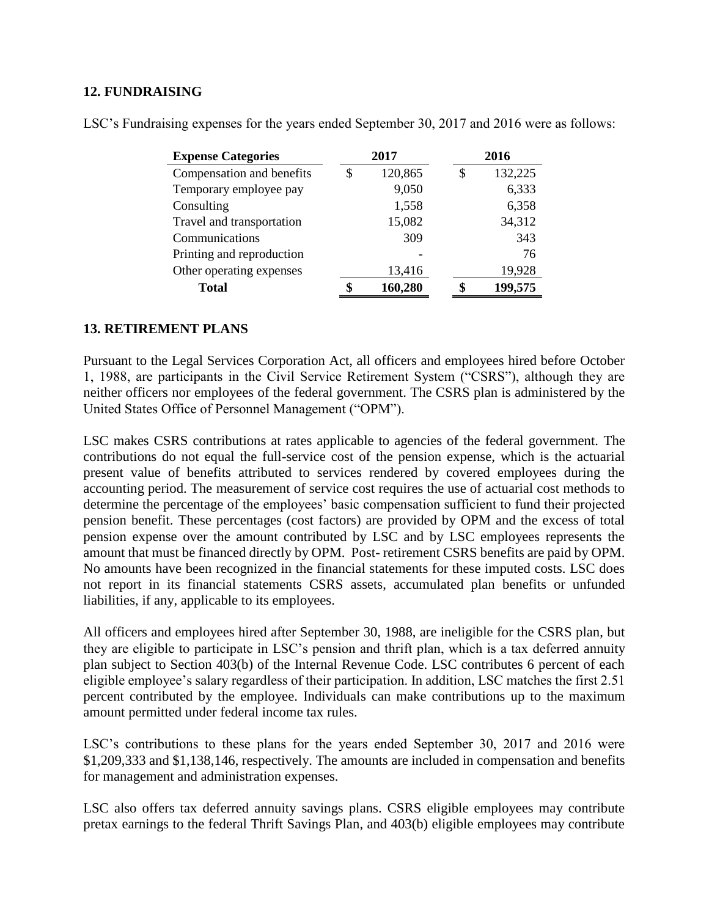## 12. FUNDRAISING

LSC's Fundraising expenses for the years ended September 30, 2017 and 2016 were as follows:

| Expense Categories | 2017 | 2016 |
| --- | --- | --- |
| Compensation and benefits | $ 120,865 | $ 132,225 |
| Temporary employee pay | 9,050 | 6,333 |
| Consulting | 1,558 | 6,358 |
| Travel and transportation | 15,082 | 34,312 |
| Communications | 309 | 343 |
| Printing and reproduction | - | 76 |
| Other operating expenses | 13,416 | 19,928 |
| **Total** | **$ 160,280** | **$ 199,575** |

## 13. RETIREMENT PLANS

Pursuant to the Legal Services Corporation Act, all officers and employees hired before October 1, 1988, are participants in the Civil Service Retirement System ("CSRS"), although they are neither officers nor employees of the federal government. The CSRS plan is administered by the United States Office of Personnel Management ("OPM").

LSC makes CSRS contributions at rates applicable to agencies of the federal government. The contributions do not equal the full-service cost of the pension expense, which is the actuarial present value of benefits attributed to services rendered by covered employees during the accounting period. The measurement of service cost requires the use of actuarial cost methods to determine the percentage of the employees' basic compensation sufficient to fund their projected pension benefit. These percentages (cost factors) are provided by OPM and the excess of total pension expense over the amount contributed by LSC and by LSC employees represents the amount that must be financed directly by OPM. Post- retirement CSRS benefits are paid by OPM. No amounts have been recognized in the financial statements for these imputed costs. LSC does not report in its financial statements CSRS assets, accumulated plan benefits or unfunded liabilities, if any, applicable to its employees.

All officers and employees hired after September 30, 1988, are ineligible for the CSRS plan, but they are eligible to participate in LSC's pension and thrift plan, which is a tax deferred annuity plan subject to Section 403(b) of the Internal Revenue Code. LSC contributes 6 percent of each eligible employee's salary regardless of their participation. In addition, LSC matches the first 2.51 percent contributed by the employee. Individuals can make contributions up to the maximum amount permitted under federal income tax rules.

LSC's contributions to these plans for the years ended September 30, 2017 and 2016 were $1,209,333 and $1,138,146, respectively. The amounts are included in compensation and benefits for management and administration expenses.

LSC also offers tax deferred annuity savings plans. CSRS eligible employees may contribute pretax earnings to the federal Thrift Savings Plan, and 403(b) eligible employees may contribute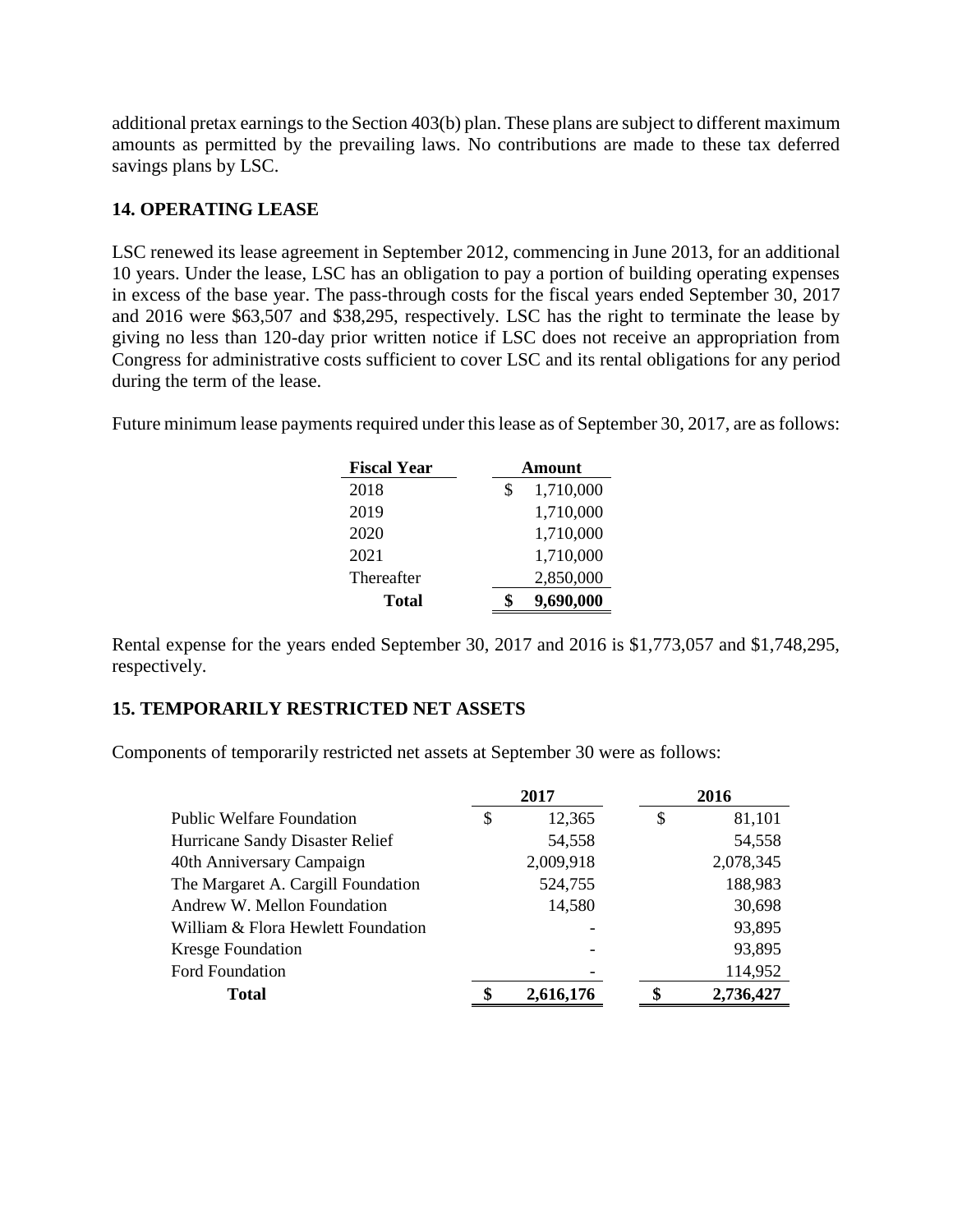additional pretax earnings to the Section 403(b) plan. These plans are subject to different maximum amounts as permitted by the prevailing laws. No contributions are made to these tax deferred savings plans by LSC.

**14. OPERATING LEASE**

LSC renewed its lease agreement in September 2012, commencing in June 2013, for an additional 10 years. Under the lease, LSC has an obligation to pay a portion of building operating expenses in excess of the base year. The pass-through costs for the fiscal years ended September 30, 2017 and 2016 were $63,507 and $38,295, respectively. LSC has the right to terminate the lease by giving no less than 120-day prior written notice if LSC does not receive an appropriation from Congress for administrative costs sufficient to cover LSC and its rental obligations for any period during the term of the lease.

Future minimum lease payments required under this lease as of September 30, 2017, are as follows:

| Fiscal Year | Amount |
|---|---|
| 2018 | $ 1,710,000 |
| 2019 | 1,710,000 |
| 2020 | 1,710,000 |
| 2021 | 1,710,000 |
| Thereafter | 2,850,000 |
| **Total** | **$ 9,690,000** |

Rental expense for the years ended September 30, 2017 and 2016 is $1,773,057 and $1,748,295, respectively.

**15. TEMPORARILY RESTRICTED NET ASSETS**

Components of temporarily restricted net assets at September 30 were as follows:

| | 2017 | 2016 |
|---|---|---|
| Public Welfare Foundation | $ 12,365 | $ 81,101 |
| Hurricane Sandy Disaster Relief | 54,558 | 54,558 |
| 40th Anniversary Campaign | 2,009,918 | 2,078,345 |
| The Margaret A. Cargill Foundation | 524,755 | 188,983 |
| Andrew W. Mellon Foundation | 14,580 | 30,698 |
| William & Flora Hewlett Foundation | - | 93,895 |
| Kresge Foundation | - | 93,895 |
| Ford Foundation | - | 114,952 |
| **Total** | **$ 2,616,176** | **$ 2,736,427** |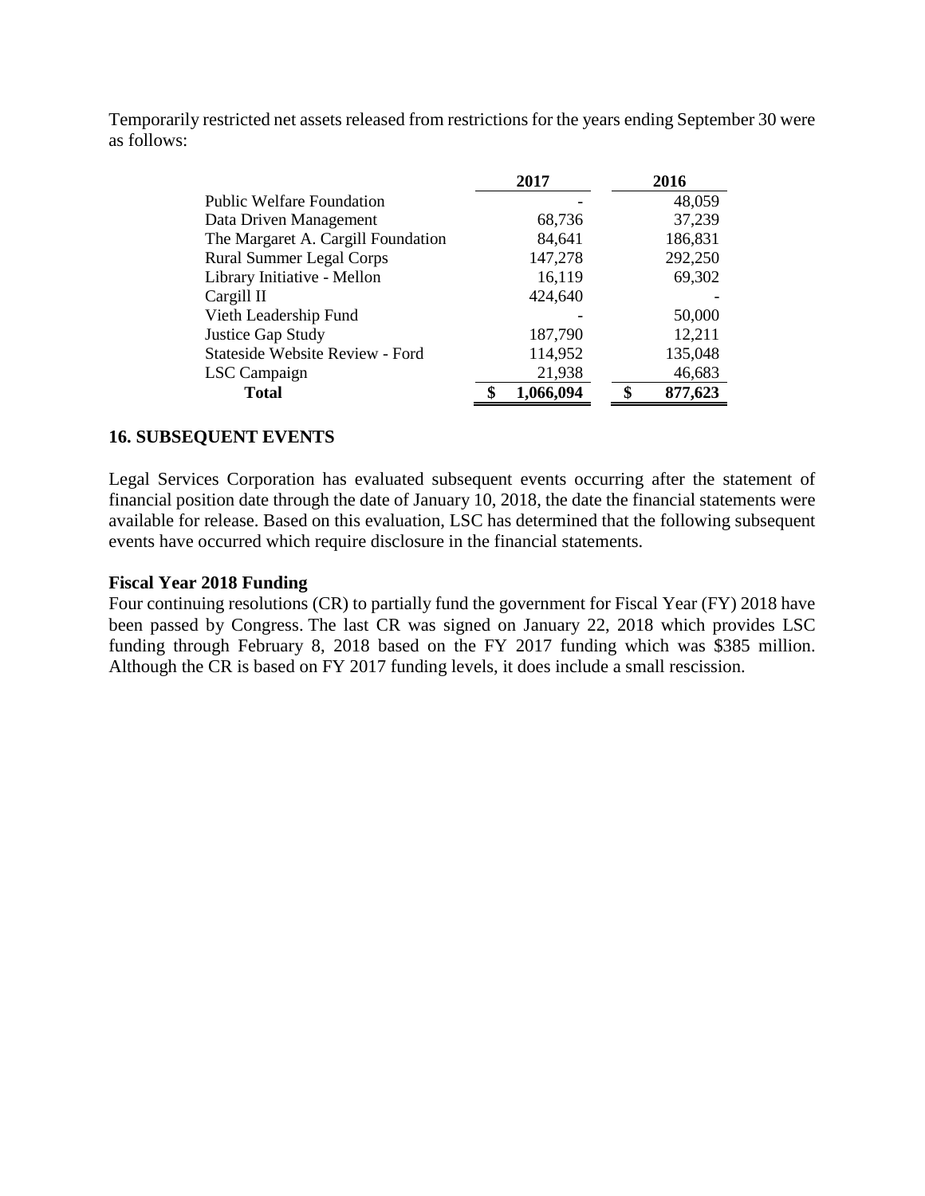Temporarily restricted net assets released from restrictions for the years ending September 30 were as follows:

| | 2017 | 2016 |
|---|---|---|
| Public Welfare Foundation | - | 48,059 |
| Data Driven Management | 68,736 | 37,239 |
| The Margaret A. Cargill Foundation | 84,641 | 186,831 |
| Rural Summer Legal Corps | 147,278 | 292,250 |
| Library Initiative - Mellon | 16,119 | 69,302 |
| Cargill II | 424,640 | - |
| Vieth Leadership Fund | - | 50,000 |
| Justice Gap Study | 187,790 | 12,211 |
| Stateside Website Review - Ford | 114,952 | 135,048 |
| LSC Campaign | 21,938 | 46,683 |
| **Total** | **$ 1,066,094** | **$ 877,623** |

## 16. SUBSEQUENT EVENTS

Legal Services Corporation has evaluated subsequent events occurring after the statement of financial position date through the date of January 10, 2018, the date the financial statements were available for release. Based on this evaluation, LSC has determined that the following subsequent events have occurred which require disclosure in the financial statements.

### Fiscal Year 2018 Funding

Four continuing resolutions (CR) to partially fund the government for Fiscal Year (FY) 2018 have been passed by Congress. The last CR was signed on January 22, 2018 which provides LSC funding through February 8, 2018 based on the FY 2017 funding which was $385 million. Although the CR is based on FY 2017 funding levels, it does include a small rescission.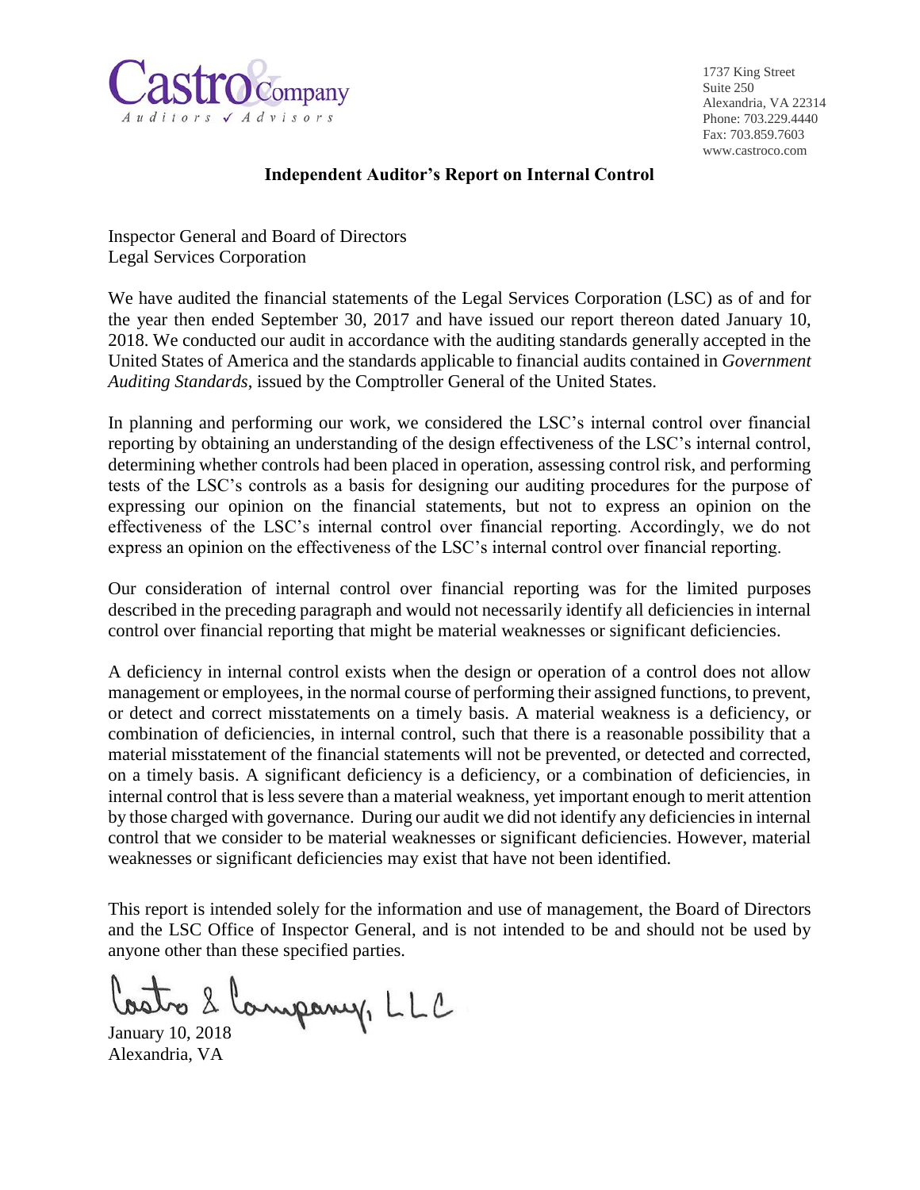Castro & Company
Auditors ✓ Advisors

1737 King Street
Suite 250
Alexandria, VA 22314
Phone: 703.229.4440
Fax: 703.859.7603
www.castroco.com

## Independent Auditor's Report on Internal Control

Inspector General and Board of Directors
Legal Services Corporation

We have audited the financial statements of the Legal Services Corporation (LSC) as of and for the year then ended September 30, 2017 and have issued our report thereon dated January 10, 2018. We conducted our audit in accordance with the auditing standards generally accepted in the United States of America and the standards applicable to financial audits contained in *Government Auditing Standards*, issued by the Comptroller General of the United States.

In planning and performing our work, we considered the LSC's internal control over financial reporting by obtaining an understanding of the design effectiveness of the LSC's internal control, determining whether controls had been placed in operation, assessing control risk, and performing tests of the LSC's controls as a basis for designing our auditing procedures for the purpose of expressing our opinion on the financial statements, but not to express an opinion on the effectiveness of the LSC's internal control over financial reporting. Accordingly, we do not express an opinion on the effectiveness of the LSC's internal control over financial reporting.

Our consideration of internal control over financial reporting was for the limited purposes described in the preceding paragraph and would not necessarily identify all deficiencies in internal control over financial reporting that might be material weaknesses or significant deficiencies.

A deficiency in internal control exists when the design or operation of a control does not allow management or employees, in the normal course of performing their assigned functions, to prevent, or detect and correct misstatements on a timely basis. A material weakness is a deficiency, or combination of deficiencies, in internal control, such that there is a reasonable possibility that a material misstatement of the financial statements will not be prevented, or detected and corrected, on a timely basis. A significant deficiency is a deficiency, or a combination of deficiencies, in internal control that is less severe than a material weakness, yet important enough to merit attention by those charged with governance. During our audit we did not identify any deficiencies in internal control that we consider to be material weaknesses or significant deficiencies. However, material weaknesses or significant deficiencies may exist that have not been identified.

This report is intended solely for the information and use of management, the Board of Directors and the LSC Office of Inspector General, and is not intended to be and should not be used by anyone other than these specified parties.

Castro & Company, LLC

January 10, 2018
Alexandria, VA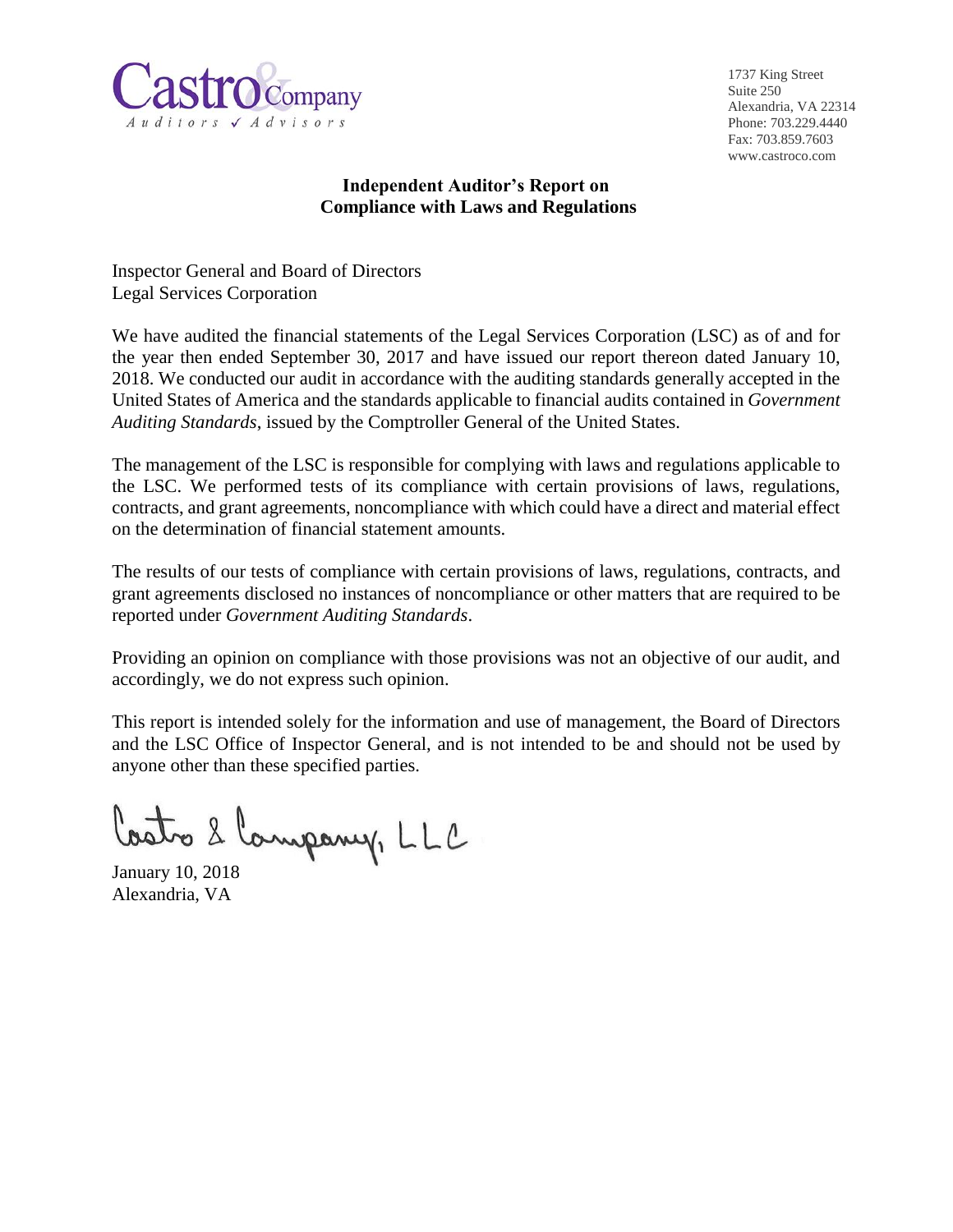Castro & Company
Auditors ✓ Advisors

1737 King Street
Suite 250
Alexandria, VA 22314
Phone: 703.229.4440
Fax: 703.859.7603
www.castroco.com

**Independent Auditor's Report on**
**Compliance with Laws and Regulations**

Inspector General and Board of Directors
Legal Services Corporation

We have audited the financial statements of the Legal Services Corporation (LSC) as of and for the year then ended September 30, 2017 and have issued our report thereon dated January 10, 2018. We conducted our audit in accordance with the auditing standards generally accepted in the United States of America and the standards applicable to financial audits contained in *Government Auditing Standards*, issued by the Comptroller General of the United States.

The management of the LSC is responsible for complying with laws and regulations applicable to the LSC. We performed tests of its compliance with certain provisions of laws, regulations, contracts, and grant agreements, noncompliance with which could have a direct and material effect on the determination of financial statement amounts.

The results of our tests of compliance with certain provisions of laws, regulations, contracts, and grant agreements disclosed no instances of noncompliance or other matters that are required to be reported under *Government Auditing Standards*.

Providing an opinion on compliance with those provisions was not an objective of our audit, and accordingly, we do not express such opinion.

This report is intended solely for the information and use of management, the Board of Directors and the LSC Office of Inspector General, and is not intended to be and should not be used by anyone other than these specified parties.

Castro & Company, LLC

January 10, 2018
Alexandria, VA